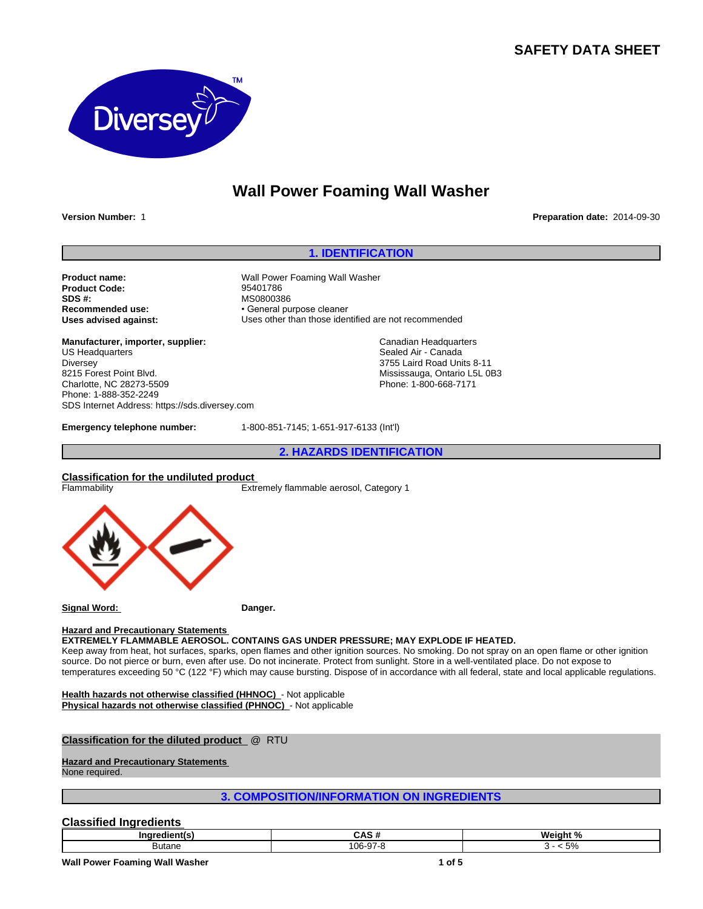# SAFETY DATA SHEET

# Wall Power Foaming Wall Washer

**Version Number:** 1

**Preparation date:** 2014-09-30

## 1. IDENTIFICATION

**Product name:** Wall Power Foaming Wall Washer
**Product Code:** 95401786
**SDS #:** MS0800386
**Recommended use:** • General purpose cleaner
**Uses advised against:** Uses other than those identified are not recommended

**Manufacturer, importer, supplier:**
US Headquarters
Diversey
8215 Forest Point Blvd.
Charlotte, NC 28273-5509
Phone: 1-888-352-2249
SDS Internet Address: https://sds.diversey.com

Canadian Headquarters
Sealed Air - Canada
3755 Laird Road Units 8-11
Mississauga, Ontario L5L 0B3
Phone: 1-800-668-7171

**Emergency telephone number:** 1-800-851-7145; 1-651-917-6133 (Int'l)

## 2. HAZARDS IDENTIFICATION

### Classification for the undiluted product

Flammability — Extremely flammable aerosol, Category 1

**Signal Word:** **Danger.**

**Hazard and Precautionary Statements**

**EXTREMELY FLAMMABLE AEROSOL. CONTAINS GAS UNDER PRESSURE; MAY EXPLODE IF HEATED.**
Keep away from heat, hot surfaces, sparks, open flames and other ignition sources. No smoking. Do not spray on an open flame or other ignition source. Do not pierce or burn, even after use. Do not incinerate. Protect from sunlight. Store in a well-ventilated place. Do not expose to temperatures exceeding 50 °C (122 °F) which may cause bursting. Dispose of in accordance with all federal, state and local applicable regulations.

**Health hazards not otherwise classified (HHNOC)** - Not applicable
**Physical hazards not otherwise classified (PHNOC)** - Not applicable

### Classification for the diluted product @ RTU

**Hazard and Precautionary Statements**
None required.

## 3. COMPOSITION/INFORMATION ON INGREDIENTS

### Classified Ingredients

| Ingredient(s) | CAS # | Weight % |
|---|---|---|
| Butane | 106-97-8 | 3 - < 5% |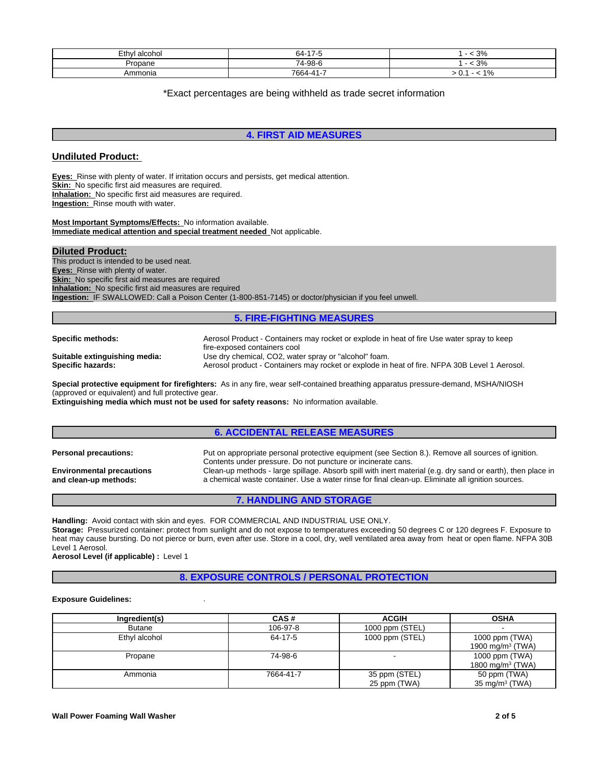| Ethyl alcohol | 64-17-5 | 1 - < 3% |
|---|---|---|
| Propane | 74-98-6 | 1 - < 3% |
| Ammonia | 7664-41-7 | > 0.1 - < 1% |

*Exact percentages are being withheld as trade secret information

## 4. FIRST AID MEASURES

### Undiluted Product:

**Eyes:** Rinse with plenty of water. If irritation occurs and persists, get medical attention.
**Skin:** No specific first aid measures are required.
**Inhalation:** No specific first aid measures are required.
**Ingestion:** Rinse mouth with water.

**Most Important Symptoms/Effects:** No information available.
**Immediate medical attention and special treatment needed** Not applicable.

### Diluted Product:

This product is intended to be used neat.
**Eyes:** Rinse with plenty of water.
**Skin:** No specific first aid measures are required
**Inhalation:** No specific first aid measures are required
**Ingestion:** IF SWALLOWED: Call a Poison Center (1-800-851-7145) or doctor/physician if you feel unwell.

## 5. FIRE-FIGHTING MEASURES

**Specific methods:** Aerosol Product - Containers may rocket or explode in heat of fire Use water spray to keep fire-exposed containers cool

**Suitable extinguishing media:** Use dry chemical, $CO_2$, water spray or "alcohol" foam.

**Specific hazards:** Aerosol product - Containers may rocket or explode in heat of fire. NFPA 30B Level 1 Aerosol.

**Special protective equipment for firefighters:** As in any fire, wear self-contained breathing apparatus pressure-demand, MSHA/NIOSH (approved or equivalent) and full protective gear.
**Extinguishing media which must not be used for safety reasons:** No information available.

## 6. ACCIDENTAL RELEASE MEASURES

**Personal precautions:** Put on appropriate personal protective equipment (see Section 8.). Remove all sources of ignition. Contents under pressure. Do not puncture or incinerate cans.

**Environmental precautions and clean-up methods:** Clean-up methods - large spillage. Absorb spill with inert material (e.g. dry sand or earth), then place in a chemical waste container. Use a water rinse for final clean-up. Eliminate all ignition sources.

## 7. HANDLING AND STORAGE

**Handling:** Avoid contact with skin and eyes. FOR COMMERCIAL AND INDUSTRIAL USE ONLY.
**Storage:** Pressurized container: protect from sunlight and do not expose to temperatures exceeding 50 degrees C or 120 degrees F. Exposure to heat may cause bursting. Do not pierce or burn, even after use. Store in a cool, dry, well ventilated area away from heat or open flame. NFPA 30B Level 1 Aerosol.
**Aerosol Level (if applicable) :** Level 1

## 8. EXPOSURE CONTROLS / PERSONAL PROTECTION

**Exposure Guidelines:** .

| Ingredient(s) | CAS # | ACGIH | OSHA |
|---|---|---|---|
| Butane | 106-97-8 | 1000 ppm (STEL) | - |
| Ethyl alcohol | 64-17-5 | 1000 ppm (STEL) | 1000 ppm (TWA)<br>1900 mg/m$^3$ (TWA) |
| Propane | 74-98-6 | - | 1000 ppm (TWA)<br>1800 mg/m$^3$ (TWA) |
| Ammonia | 7664-41-7 | 35 ppm (STEL)<br>25 ppm (TWA) | 50 ppm (TWA)<br>35 mg/m$^3$ (TWA) |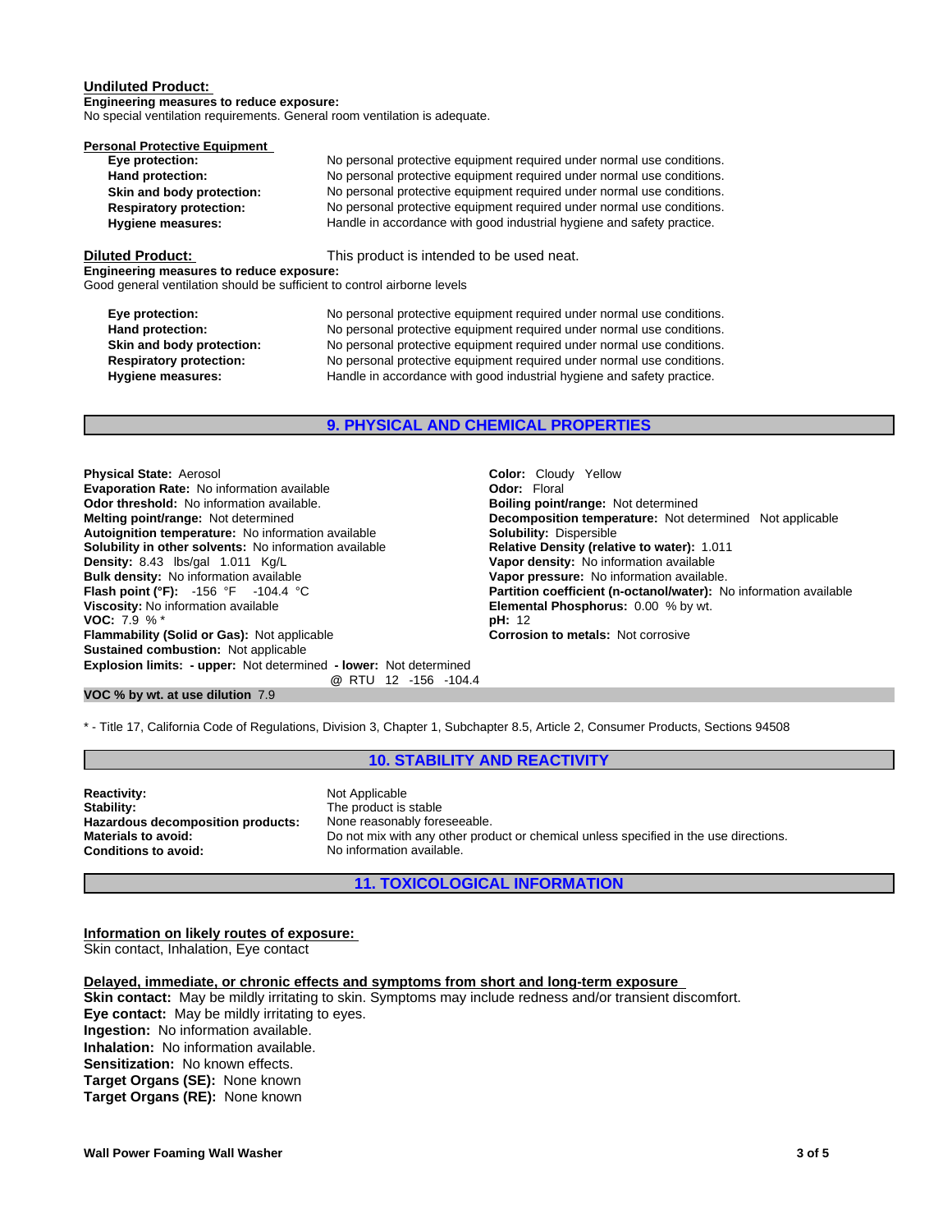**Undiluted Product:**

**Engineering measures to reduce exposure:**
No special ventilation requirements. General room ventilation is adequate.

**Personal Protective Equipment**

| | |
|---|---|
| **Eye protection:** | No personal protective equipment required under normal use conditions. |
| **Hand protection:** | No personal protective equipment required under normal use conditions. |
| **Skin and body protection:** | No personal protective equipment required under normal use conditions. |
| **Respiratory protection:** | No personal protective equipment required under normal use conditions. |
| **Hygiene measures:** | Handle in accordance with good industrial hygiene and safety practice. |

**Diluted Product:** This product is intended to be used neat.

**Engineering measures to reduce exposure:**
Good general ventilation should be sufficient to control airborne levels

| | |
|---|---|
| **Eye protection:** | No personal protective equipment required under normal use conditions. |
| **Hand protection:** | No personal protective equipment required under normal use conditions. |
| **Skin and body protection:** | No personal protective equipment required under normal use conditions. |
| **Respiratory protection:** | No personal protective equipment required under normal use conditions. |
| **Hygiene measures:** | Handle in accordance with good industrial hygiene and safety practice. |

## 9. PHYSICAL AND CHEMICAL PROPERTIES

**Physical State:** Aerosol
**Evaporation Rate:** No information available
**Odor threshold:** No information available.
**Melting point/range:** Not determined
**Autoignition temperature:** No information available
**Solubility in other solvents:** No information available
**Density:** 8.43 lbs/gal 1.011 Kg/L
**Bulk density:** No information available
**Flash point (°F):** -156 °F -104.4 °C
**Viscosity:** No information available
**VOC:** 7.9 % *
**Flammability (Solid or Gas):** Not applicable
**Sustained combustion:** Not applicable
**Explosion limits: - upper:** Not determined **- lower:** Not determined

**Color:** Cloudy Yellow
**Odor:** Floral
**Boiling point/range:** Not determined
**Decomposition temperature:** Not determined Not applicable
**Solubility:** Dispersible
**Relative Density (relative to water):** 1.011
**Vapor density:** No information available
**Vapor pressure:** No information available.
**Partition coefficient (n-octanol/water):** No information available
**Elemental Phosphorus:** 0.00 % by wt.
**pH:** 12
**Corrosion to metals:** Not corrosive

@ RTU 12 -156 -104.4

**VOC % by wt. at use dilution** 7.9

* - Title 17, California Code of Regulations, Division 3, Chapter 1, Subchapter 8.5, Article 2, Consumer Products, Sections 94508

## 10. STABILITY AND REACTIVITY

| | |
|---|---|
| **Reactivity:** | Not Applicable |
| **Stability:** | The product is stable |
| **Hazardous decomposition products:** | None reasonably foreseeable. |
| **Materials to avoid:** | Do not mix with any other product or chemical unless specified in the use directions. |
| **Conditions to avoid:** | No information available. |

## 11. TOXICOLOGICAL INFORMATION

**Information on likely routes of exposure:**
Skin contact, Inhalation, Eye contact

**Delayed, immediate, or chronic effects and symptoms from short and long-term exposure**

**Skin contact:** May be mildly irritating to skin. Symptoms may include redness and/or transient discomfort.
**Eye contact:** May be mildly irritating to eyes.
**Ingestion:** No information available.
**Inhalation:** No information available.
**Sensitization:** No known effects.
**Target Organs (SE):** None known
**Target Organs (RE):** None known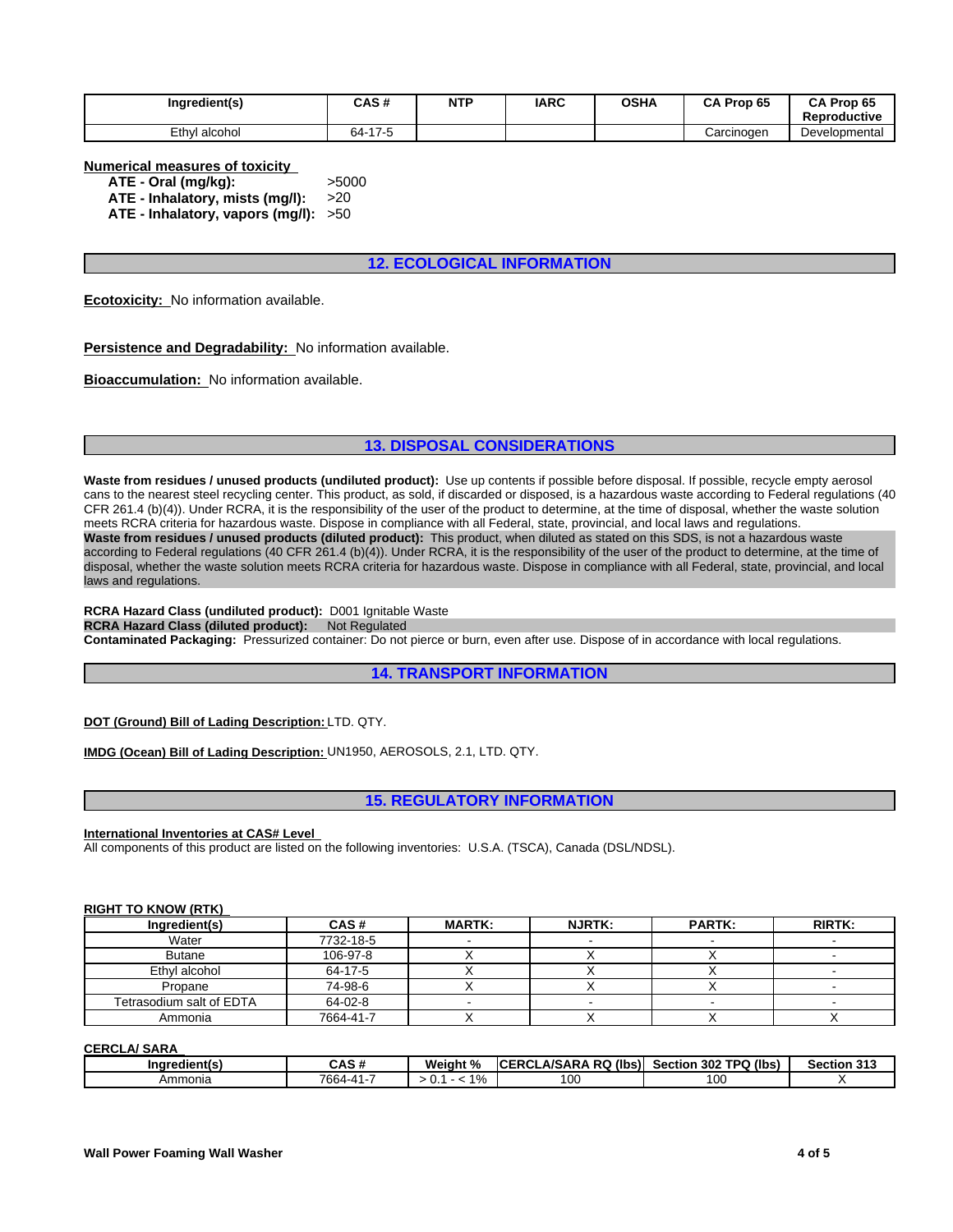| Ingredient(s) | CAS # | NTP | IARC | OSHA | CA Prop 65 | CA Prop 65 Reproductive |
|---|---|---|---|---|---|---|
| Ethyl alcohol | 64-17-5 | | | | Carcinogen | Developmental |

**Numerical measures of toxicity**

**ATE - Oral (mg/kg):** >5000
**ATE - Inhalatory, mists (mg/l):** >20
**ATE - Inhalatory, vapors (mg/l):** >50

## 12. ECOLOGICAL INFORMATION

**Ecotoxicity:** No information available.

**Persistence and Degradability:** No information available.

**Bioaccumulation:** No information available.

## 13. DISPOSAL CONSIDERATIONS

**Waste from residues / unused products (undiluted product):** Use up contents if possible before disposal. If possible, recycle empty aerosol cans to the nearest steel recycling center. This product, as sold, if discarded or disposed, is a hazardous waste according to Federal regulations (40 CFR 261.4 (b)(4)). Under RCRA, it is the responsibility of the user of the product to determine, at the time of disposal, whether the waste solution meets RCRA criteria for hazardous waste. Dispose in compliance with all Federal, state, provincial, and local laws and regulations.
**Waste from residues / unused products (diluted product):** This product, when diluted as stated on this SDS, is not a hazardous waste according to Federal regulations (40 CFR 261.4 (b)(4)). Under RCRA, it is the responsibility of the user of the product to determine, at the time of disposal, whether the waste solution meets RCRA criteria for hazardous waste. Dispose in compliance with all Federal, state, provincial, and local laws and regulations.

**RCRA Hazard Class (undiluted product):** D001 Ignitable Waste
**RCRA Hazard Class (diluted product):** Not Regulated
**Contaminated Packaging:** Pressurized container: Do not pierce or burn, even after use. Dispose of in accordance with local regulations.

## 14. TRANSPORT INFORMATION

**DOT (Ground) Bill of Lading Description:** LTD. QTY.

**IMDG (Ocean) Bill of Lading Description:** UN1950, AEROSOLS, 2.1, LTD. QTY.

## 15. REGULATORY INFORMATION

**International Inventories at CAS# Level**
All components of this product are listed on the following inventories: U.S.A. (TSCA), Canada (DSL/NDSL).

**RIGHT TO KNOW (RTK)**

| Ingredient(s) | CAS # | MARTK: | NJRTK: | PARTK: | RIRTK: |
|---|---|---|---|---|---|
| Water | 7732-18-5 | - | - | - | - |
| Butane | 106-97-8 | X | X | X | - |
| Ethyl alcohol | 64-17-5 | X | X | X | - |
| Propane | 74-98-6 | X | X | X | - |
| Tetrasodium salt of EDTA | 64-02-8 | - | - | - | - |
| Ammonia | 7664-41-7 | X | X | X | X |

**CERCLA/ SARA**

| Ingredient(s) | CAS # | Weight % | CERCLA/SARA RQ (lbs) | Section 302 TPQ (lbs) | Section 313 |
|---|---|---|---|---|---|
| Ammonia | 7664-41-7 | > 0.1 - < 1% | 100 | 100 | X |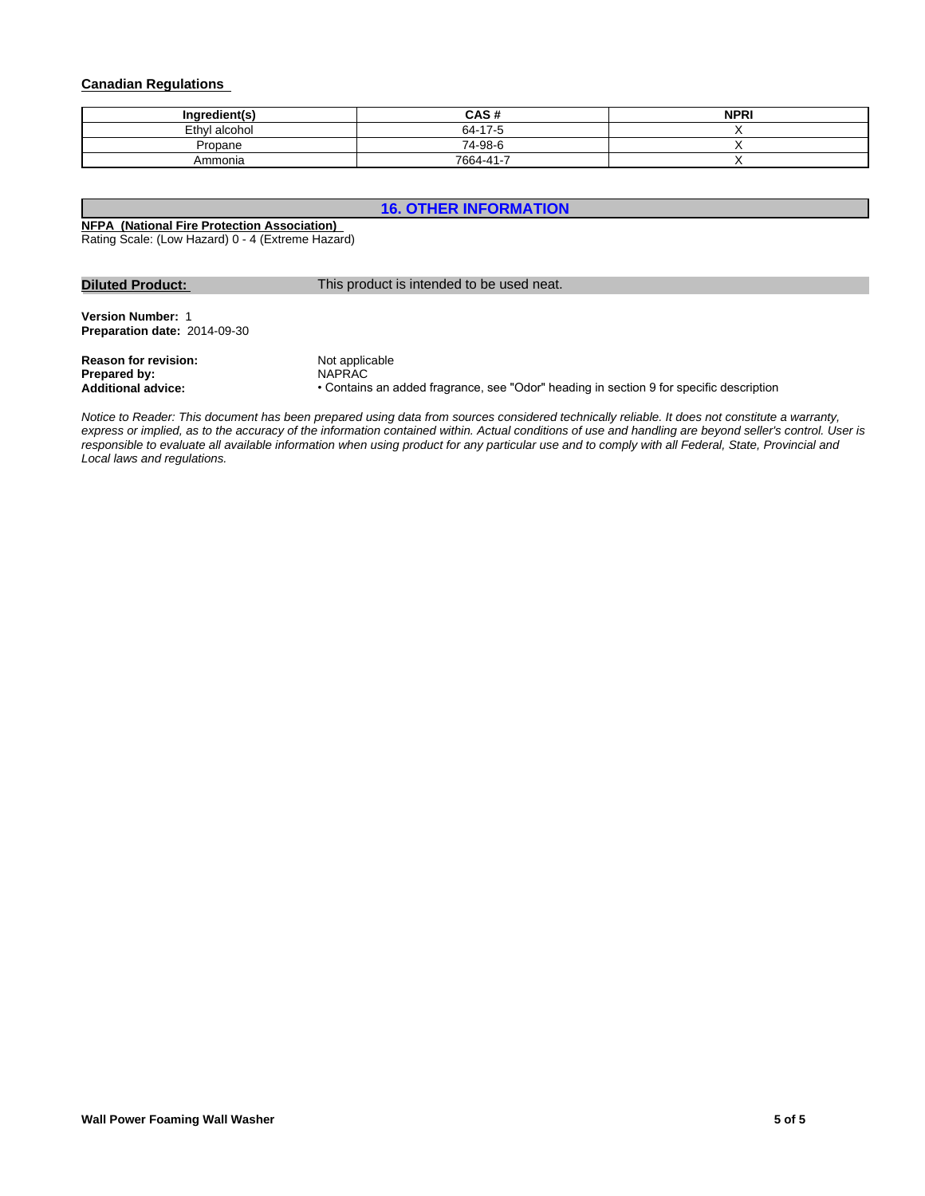### Canadian Regulations

| Ingredient(s) | CAS # | NPRI |
|---|---|---|
| Ethyl alcohol | 64-17-5 | X |
| Propane | 74-98-6 | X |
| Ammonia | 7664-41-7 | X |

## 16. OTHER INFORMATION

**NFPA (National Fire Protection Association)**
Rating Scale: (Low Hazard) 0 - 4 (Extreme Hazard)

**Diluted Product:** This product is intended to be used neat.

**Version Number:** 1
**Preparation date:** 2014-09-30

**Reason for revision:** Not applicable
**Prepared by:** NAPRAC
**Additional advice:** • Contains an added fragrance, see "Odor" heading in section 9 for specific description

*Notice to Reader: This document has been prepared using data from sources considered technically reliable. It does not constitute a warranty, express or implied, as to the accuracy of the information contained within. Actual conditions of use and handling are beyond seller's control. User is responsible to evaluate all available information when using product for any particular use and to comply with all Federal, State, Provincial and Local laws and regulations.*